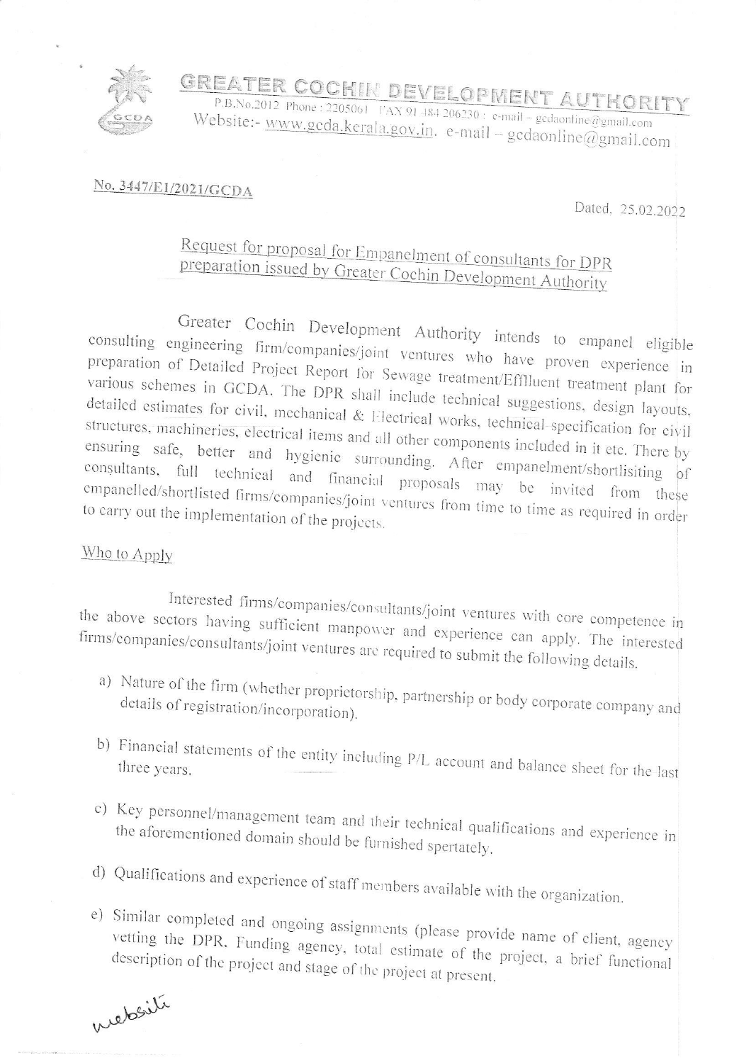# GREATER COCHIN DEVELOPMENT AUTHORITY

P.B.No.2012 Phone : 2205061 FAX 91 484 206230 : e-mail – gcdaonline@gmail.com
Website:- www.gcda.kerala.gov.in. e-mail – gcdaonline@gmail.com

No. 3447/E1/2021/GCDA

Dated, 25.02.2022

## Request for proposal for Empanelment of consultants for DPR preparation issued by Greater Cochin Development Authority

Greater Cochin Development Authority intends to empanel eligible consulting engineering firm/companies/joint ventures who have proven experience in preparation of Detailed Project Report for Sewage treatment/Efflluent treatment plant for various schemes in GCDA. The DPR shall include technical suggestions, design layouts, detailed estimates for civil, mechanical & Electrical works, technical specification for civil structures, machineries, electrical items and all other components included in it etc. There by ensuring safe, better and hygienic surrounding. After empanelment/shortlisiting of consultants, full technical and financial proposals may be invited from these empanelled/shortlisted firms/companies/joint ventures from time to time as required in order to carry out the implementation of the projects.

### Who to Apply

Interested firms/companies/consultants/joint ventures with core competence in the above sectors having sufficient manpower and experience can apply. The interested firms/companies/consultants/joint ventures are required to submit the following details.

a) Nature of the firm (whether proprietorship, partnership or body corporate company and details of registration/incorporation).

b) Financial statements of the entity including P/L account and balance sheet for the last three years.

c) Key personnel/management team and their technical qualifications and experience in the aforementioned domain should be furnished spertately.

d) Qualifications and experience of staff members available with the organization.

e) Similar completed and ongoing assignments (please provide name of client, agency vetting the DPR, Funding agency, total estimate of the project, a brief functional description of the project and stage of the project at present.

website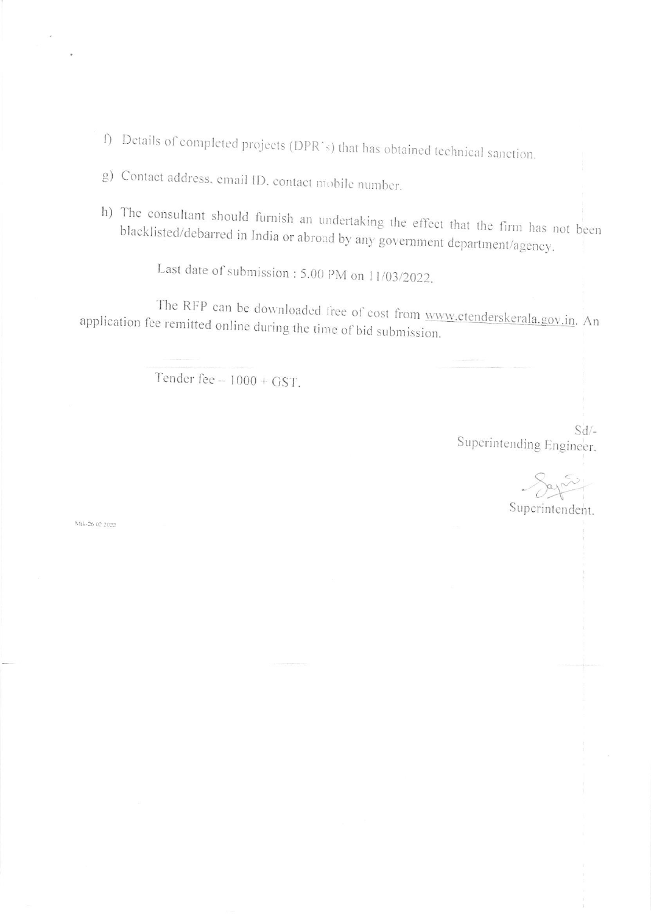f) Details of completed projects (DPR's) that has obtained technical sanction.

g) Contact address, email ID, contact mobile number.

h) The consultant should furnish an undertaking the effect that the firm has not been blacklisted/debarred in India or abroad by any government department/agency.

Last date of submission : 5.00 PM on 11/03/2022.

The RFP can be downloaded free of cost from www.etenderskerala.gov.in. An application fee remitted online during the time of bid submission.

Tender fee – 1000 + GST.

Sd/-
Superintending Engineer.

Superintendent.

Mtk-26.02.2022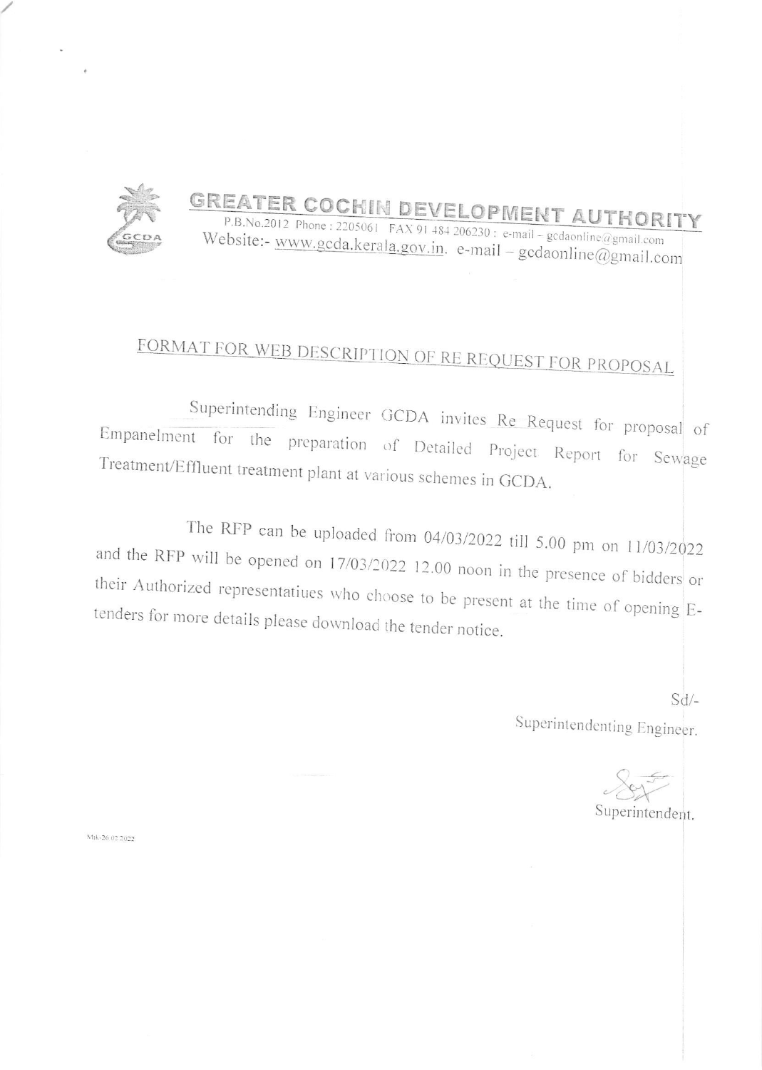# GREATER COCHIN DEVELOPMENT AUTHORITY

P.B.No.2012 Phone : 2205061 FAX 91 484 206230 ; e-mail – gcdaonline@gmail.com
Website:- www.gcda.kerala.gov.in. e-mail – gcdaonline@gmail.com

## FORMAT FOR WEB DESCRIPTION OF RE REQUEST FOR PROPOSAL

Superintending Engineer GCDA invites Re Request for proposal of Empanelment for the preparation of Detailed Project Report for Sewage Treatment/Effluent treatment plant at various schemes in GCDA.

The RFP can be uploaded from 04/03/2022 till 5.00 pm on 11/03/2022 and the RFP will be opened on 17/03/2022 12.00 noon in the presence of bidders or their Authorized representatiues who choose to be present at the time of opening E-tenders for more details please download the tender notice.

Sd/-

Superintendenting Engineer.

Superintendent.

Mik/26.02.2022